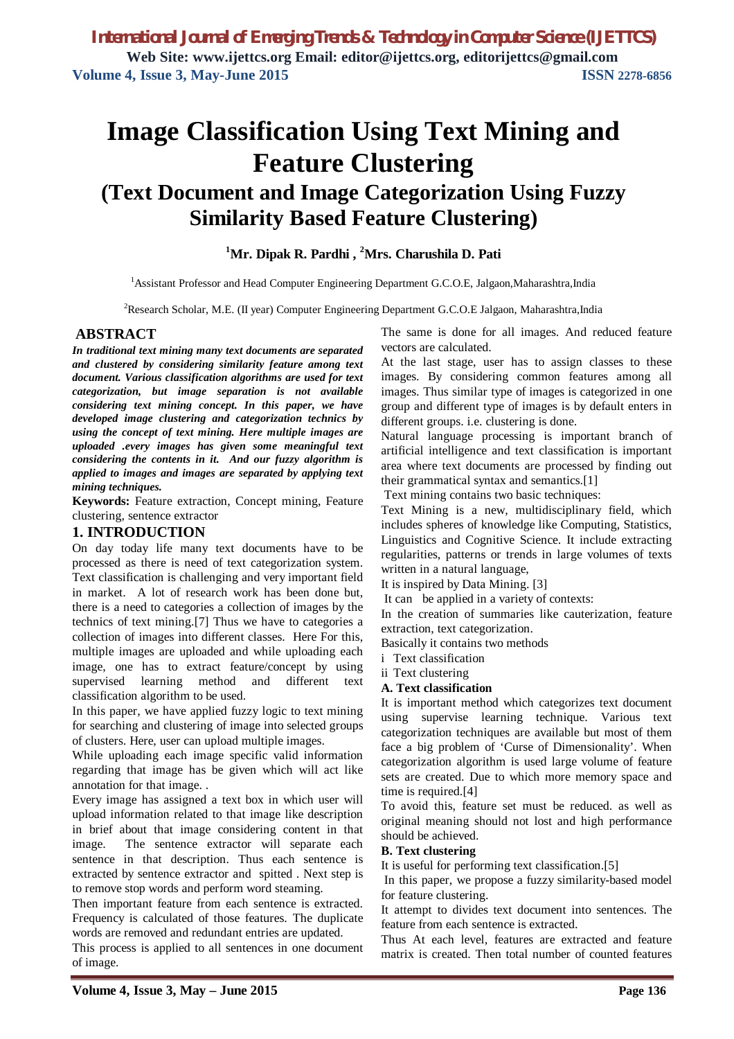# Image Classification Using Text Mining and Feature Clustering

## (Text Document and Image Categorization Using Fuzzy Similarity Based Feature Clustering)

**[1]Mr. Dipak R. Pardhi , [2]Mrs. Charushila D. Pati**

[1]Assistant Professor and Head Computer Engineering Department G.C.O.E, Jalgaon,Maharashtra,India

[2]Research Scholar, M.E. (II year) Computer Engineering Department G.C.O.E Jalgaon, Maharashtra,India

## ABSTRACT

***In traditional text mining many text documents are separated and clustered by considering similarity feature among text document. Various classification algorithms are used for text categorization, but image separation is not available considering text mining concept. In this paper, we have developed image clustering and categorization technics by using the concept of text mining. Here multiple images are uploaded .every images has given some meaningful text considering the contents in it. And our fuzzy algorithm is applied to images and images are separated by applying text mining techniques.***

**Keywords:** Feature extraction, Concept mining, Feature clustering, sentence extractor

## 1. INTRODUCTION

On day today life many text documents have to be processed as there is need of text categorization system. Text classification is challenging and very important field in market. A lot of research work has been done but, there is a need to categories a collection of images by the technics of text mining.[7] Thus we have to categories a collection of images into different classes. Here For this, multiple images are uploaded and while uploading each image, one has to extract feature/concept by using supervised learning method and different text classification algorithm to be used.

In this paper, we have applied fuzzy logic to text mining for searching and clustering of image into selected groups of clusters. Here, user can upload multiple images.

While uploading each image specific valid information regarding that image has be given which will act like annotation for that image. .

Every image has assigned a text box in which user will upload information related to that image like description in brief about that image considering content in that image. The sentence extractor will separate each sentence in that description. Thus each sentence is extracted by sentence extractor and spitted . Next step is to remove stop words and perform word steaming.

Then important feature from each sentence is extracted. Frequency is calculated of those features. The duplicate words are removed and redundant entries are updated.

This process is applied to all sentences in one document of image.

The same is done for all images. And reduced feature vectors are calculated.

At the last stage, user has to assign classes to these images. By considering common features among all images. Thus similar type of images is categorized in one group and different type of images is by default enters in different groups. i.e. clustering is done.

Natural language processing is important branch of artificial intelligence and text classification is important area where text documents are processed by finding out their grammatical syntax and semantics.[1]

Text mining contains two basic techniques:

Text Mining is a new, multidisciplinary field, which includes spheres of knowledge like Computing, Statistics, Linguistics and Cognitive Science. It include extracting regularities, patterns or trends in large volumes of texts written in a natural language,

It is inspired by Data Mining. [3]

It can be applied in a variety of contexts:

In the creation of summaries like cauterization, feature extraction, text categorization.

Basically it contains two methods

i Text classification

ii Text clustering

**A. Text classification**

It is important method which categorizes text document using supervise learning technique. Various text categorization techniques are available but most of them face a big problem of 'Curse of Dimensionality'. When categorization algorithm is used large volume of feature sets are created. Due to which more memory space and time is required.[4]

To avoid this, feature set must be reduced. as well as original meaning should not lost and high performance should be achieved.

**B. Text clustering**

It is useful for performing text classification.[5]

In this paper, we propose a fuzzy similarity-based model for feature clustering.

It attempt to divides text document into sentences. The feature from each sentence is extracted.

Thus At each level, features are extracted and feature matrix is created. Then total number of counted features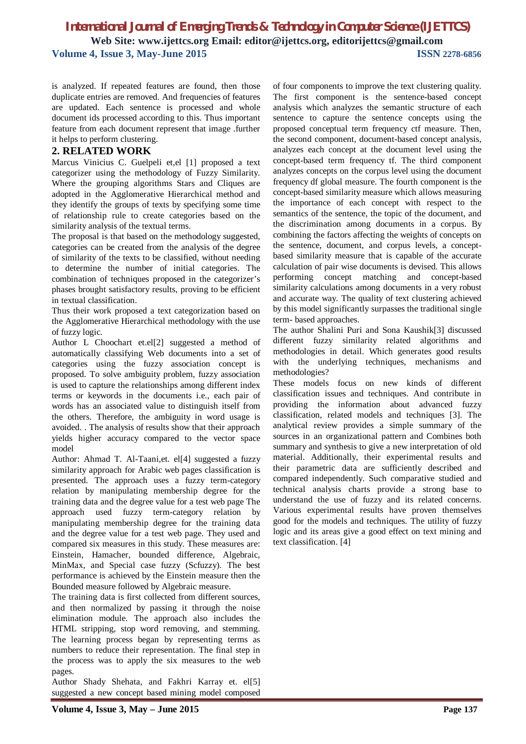is analyzed. If repeated features are found, then those duplicate entries are removed. And frequencies of features are updated. Each sentence is processed and whole document ids processed according to this. Thus important feature from each document represent that image .further it helps to perform clustering.

## 2. RELATED WORK

Marcus Vinicius C. Guelpeli et,el [1] proposed a text categorizer using the methodology of Fuzzy Similarity. Where the grouping algorithms Stars and Cliques are adopted in the Agglomerative Hierarchical method and they identify the groups of texts by specifying some time of relationship rule to create categories based on the similarity analysis of the textual terms.

The proposal is that based on the methodology suggested, categories can be created from the analysis of the degree of similarity of the texts to be classified, without needing to determine the number of initial categories. The combination of techniques proposed in the categorizer's phases brought satisfactory results, proving to be efficient in textual classification.

Thus their work proposed a text categorization based on the Agglomerative Hierarchical methodology with the use of fuzzy logic.

Author L Choochart et.el[2] suggested a method of automatically classifying Web documents into a set of categories using the fuzzy association concept is proposed. To solve ambiguity problem, fuzzy association is used to capture the relationships among different index terms or keywords in the documents i.e., each pair of words has an associated value to distinguish itself from the others. Therefore, the ambiguity in word usage is avoided. . The analysis of results show that their approach yields higher accuracy compared to the vector space model

Author: Ahmad T. Al-Taani,et. el[4] suggested a fuzzy similarity approach for Arabic web pages classification is presented. The approach uses a fuzzy term-category relation by manipulating membership degree for the training data and the degree value for a test web page The approach used fuzzy term-category relation by manipulating membership degree for the training data and the degree value for a test web page. They used and compared six measures in this study. These measures are: Einstein, Hamacher, bounded difference, Algebraic, MinMax, and Special case fuzzy (Scfuzzy). The best performance is achieved by the Einstein measure then the Bounded measure followed by Algebraic measure.

The training data is first collected from different sources, and then normalized by passing it through the noise elimination module. The approach also includes the HTML stripping, stop word removing, and stemming. The learning process began by representing terms as numbers to reduce their representation. The final step in the process was to apply the six measures to the web pages.

Author Shady Shehata, and Fakhri Karray et. el[5] suggested a new concept based mining model composed of four components to improve the text clustering quality. The first component is the sentence-based concept analysis which analyzes the semantic structure of each sentence to capture the sentence concepts using the proposed conceptual term frequency ctf measure. Then, the second component, document-based concept analysis, analyzes each concept at the document level using the concept-based term frequency tf. The third component analyzes concepts on the corpus level using the document frequency df global measure. The fourth component is the concept-based similarity measure which allows measuring the importance of each concept with respect to the semantics of the sentence, the topic of the document, and the discrimination among documents in a corpus. By combining the factors affecting the weights of concepts on the sentence, document, and corpus levels, a concept-based similarity measure that is capable of the accurate calculation of pair wise documents is devised. This allows performing concept matching and concept-based similarity calculations among documents in a very robust and accurate way. The quality of text clustering achieved by this model significantly surpasses the traditional single term- based approaches.

The author Shalini Puri and Sona Kaushik[3] discussed different fuzzy similarity related algorithms and methodologies in detail. Which generates good results with the underlying techniques, mechanisms and methodologies?

These models focus on new kinds of different classification issues and techniques. And contribute in providing the information about advanced fuzzy classification, related models and techniques [3]. The analytical review provides a simple summary of the sources in an organizational pattern and Combines both summary and synthesis to give a new interpretation of old material. Additionally, their experimental results and their parametric data are sufficiently described and compared independently. Such comparative studied and technical analysis charts provide a strong base to understand the use of fuzzy and its related concerns. Various experimental results have proven themselves good for the models and techniques. The utility of fuzzy logic and its areas give a good effect on text mining and text classification. [4]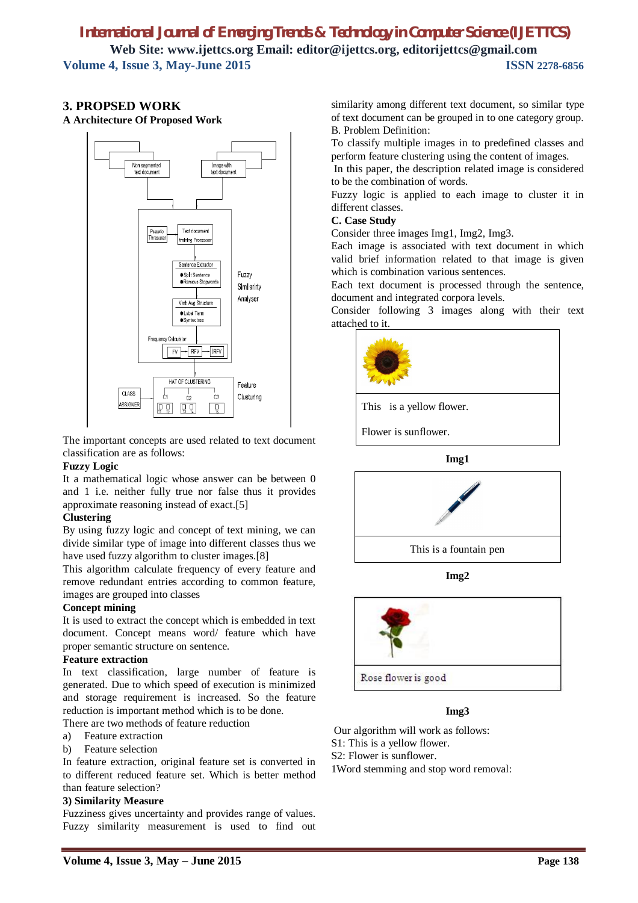## 3. PROPSED WORK

### A Architecture Of Proposed Work

The important concepts are used related to text document classification are as follows:

**Fuzzy Logic**

It a mathematical logic whose answer can be between 0 and 1 i.e. neither fully true nor false thus it provides approximate reasoning instead of exact.[5]

**Clustering**

By using fuzzy logic and concept of text mining, we can divide similar type of image into different classes thus we have used fuzzy algorithm to cluster images.[8]

This algorithm calculate frequency of every feature and remove redundant entries according to common feature, images are grouped into classes

**Concept mining**

It is used to extract the concept which is embedded in text document. Concept means word/ feature which have proper semantic structure on sentence.

**Feature extraction**

In text classification, large number of feature is generated. Due to which speed of execution is minimized and storage requirement is increased. So the feature reduction is important method which is to be done.

There are two methods of feature reduction

a) Feature extraction
b) Feature selection

In feature extraction, original feature set is converted in to different reduced feature set. Which is better method than feature selection?

**3) Similarity Measure**

Fuzziness gives uncertainty and provides range of values. Fuzzy similarity measurement is used to find out similarity among different text document, so similar type of text document can be grouped in to one category group.

B. Problem Definition:

To classify multiple images in to predefined classes and perform feature clustering using the content of images.

In this paper, the description related image is considered to be the combination of words.

Fuzzy logic is applied to each image to cluster it in different classes.

**C. Case Study**

Consider three images Img1, Img2, Img3.

Each image is associated with text document in which valid brief information related to that image is given which is combination various sentences.

Each text document is processed through the sentence, document and integrated corpora levels.

Consider following 3 images along with their text attached to it.

This is a yellow flower.

Flower is sunflower.

**Img1**

This is a fountain pen

**Img2**

Rose flower is good

**Img3**

Our algorithm will work as follows:

S1: This is a yellow flower.

S2: Flower is sunflower.

1Word stemming and stop word removal: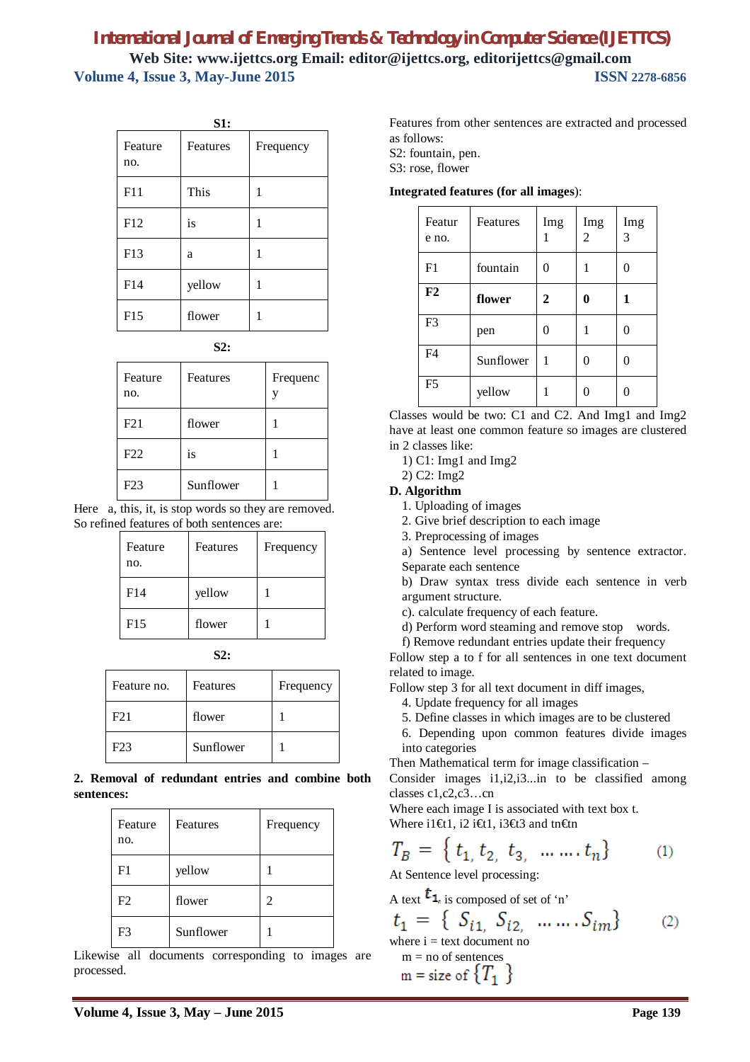**S1:**

| Feature no. | Features | Frequency |
|---|---|---|
| F11 | This | 1 |
| F12 | is | 1 |
| F13 | a | 1 |
| F14 | yellow | 1 |
| F15 | flower | 1 |

**S2:**

| Feature no. | Features | Frequency |
|---|---|---|
| F21 | flower | 1 |
| F22 | is | 1 |
| F23 | Sunflower | 1 |

Here a, this, it, is stop words so they are removed. So refined features of both sentences are:

| Feature no. | Features | Frequency |
|---|---|---|
| F14 | yellow | 1 |
| F15 | flower | 1 |

**S2:**

| Feature no. | Features | Frequency |
|---|---|---|
| F21 | flower | 1 |
| F23 | Sunflower | 1 |

**2. Removal of redundant entries and combine both sentences:**

| Feature no. | Features | Frequency |
|---|---|---|
| F1 | yellow | 1 |
| F2 | flower | 2 |
| F3 | Sunflower | 1 |

Likewise all documents corresponding to images are processed.

Features from other sentences are extracted and processed as follows:
S2: fountain, pen.
S3: rose, flower

**Integrated features (for all images)**:

| Feature no. | Features | Img 1 | Img 2 | Img 3 |
|---|---|---|---|---|
| F1 | fountain | 0 | 1 | 0 |
| **F2** | **flower** | **2** | **0** | **1** |
| F3 | pen | 0 | 1 | 0 |
| F4 | Sunflower | 1 | 0 | 0 |
| F5 | yellow | 1 | 0 | 0 |

Classes would be two: C1 and C2. And Img1 and Img2 have at least one common feature so images are clustered in 2 classes like:

1) C1: Img1 and Img2
2) C2: Img2

**D. Algorithm**

1. Uploading of images
2. Give brief description to each image
3. Preprocessing of images

a) Sentence level processing by sentence extractor. Separate each sentence

b) Draw syntax tress divide each sentence in verb argument structure.

c). calculate frequency of each feature.

d) Perform word steaming and remove stop words.

f) Remove redundant entries update their frequency

Follow step a to f for all sentences in one text document related to image.

Follow step 3 for all text document in diff images,

4. Update frequency for all images
5. Define classes in which images are to be clustered
6. Depending upon common features divide images into categories

Then Mathematical term for image classification –

Consider images i1,i2,i3...in to be classified among classes c1,c2,c3…cn

Where each image I is associated with text box t.

Where i1€t1, i2 i€t1, i3€t3 and tn€tn

$$T_B = \{ t_1, t_2, t_3, \ldots \ldots . t_n \} \qquad (1)$$

At Sentence level processing:

A text $t_1$ is composed of set of 'n'

$$t_1 = \{ S_{i1}, S_{i2}, \ldots \ldots . S_{im} \} \qquad (2)$$

where i = text document no

m = no of sentences

m = size of $\{T_1\}$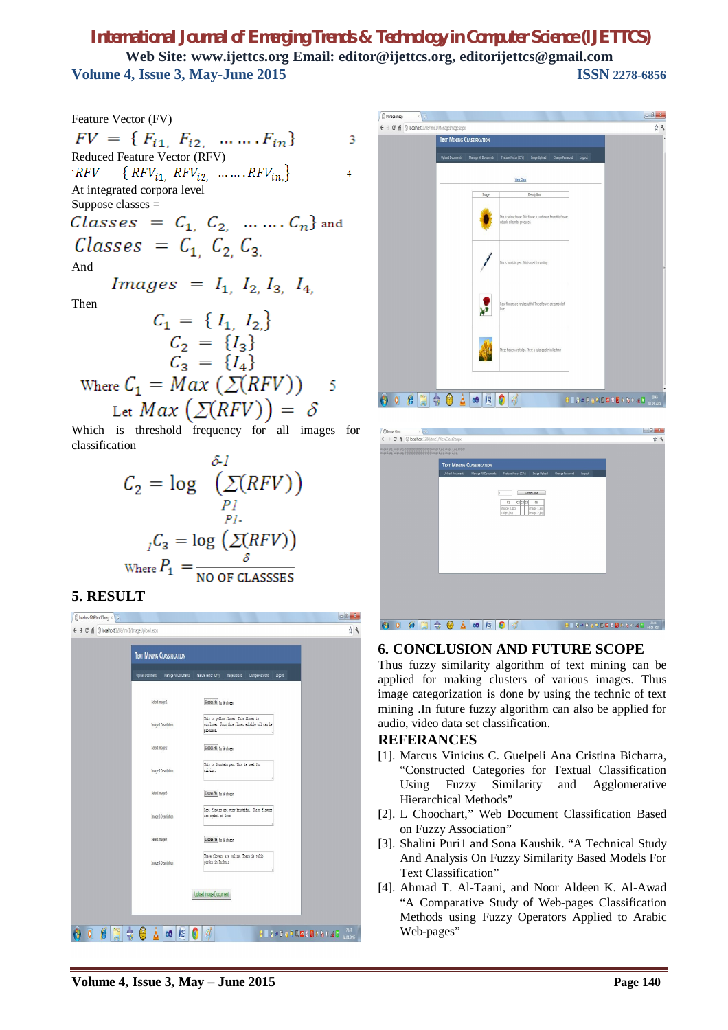Feature Vector (FV)

$$FV = \{ F_{i1}, F_{i2}, \ldots \ldots . F_{in} \} \quad 3$$

Reduced Feature Vector (RFV)

$$RFV = \{ RFV_{i1}, RFV_{i2}, \ldots \ldots . RFV_{in} \} \quad 4$$

At integrated corpora level

Suppose classes =

$$Classes = C_1, C_2, \ldots \ldots . C_n \} \text{ and}$$

$$Classes = C_1, C_2, C_3.$$

And

$$Images = I_1, I_2, I_3, I_4,$$

Then

$$C_1 = \{ I_1, I_2 \}$$
$$C_2 = \{ I_3 \}$$
$$C_3 = \{ I_4 \}$$

$$\text{Where } C_1 = Max \left( \Sigma(RFV) \right) \quad 5$$

$$\text{Let } Max \left( \Sigma(RFV) \right) = \delta$$

Which is threshold frequency for all images for classification

$$C_2 = \log_{P1}^{\delta\text{-}1} \left( \Sigma(RFV) \right)$$

$$_1C_3 = \log_{\delta}^{P1\text{-}} \left( \Sigma(RFV) \right)$$

$$\text{Where } P_1 = \frac{\delta}{\text{NO OF CLASSSES}}$$

## 5. RESULT

## 6. CONCLUSION AND FUTURE SCOPE

Thus fuzzy similarity algorithm of text mining can be applied for making clusters of various images. Thus image categorization is done by using the technic of text mining .In future fuzzy algorithm can also be applied for audio, video data set classification.

## REFERANCES

[1]. Marcus Vinicius C. Guelpeli Ana Cristina Bicharra, "Constructed Categories for Textual Classification Using Fuzzy Similarity and Agglomerative Hierarchical Methods"

[2]. L Choochart," Web Document Classification Based on Fuzzy Association"

[3]. Shalini Puri1 and Sona Kaushik. "A Technical Study And Analysis On Fuzzy Similarity Based Models For Text Classification"

[4]. Ahmad T. Al-Taani, and Noor Aldeen K. Al-Awad "A Comparative Study of Web-pages Classification Methods using Fuzzy Operators Applied to Arabic Web-pages"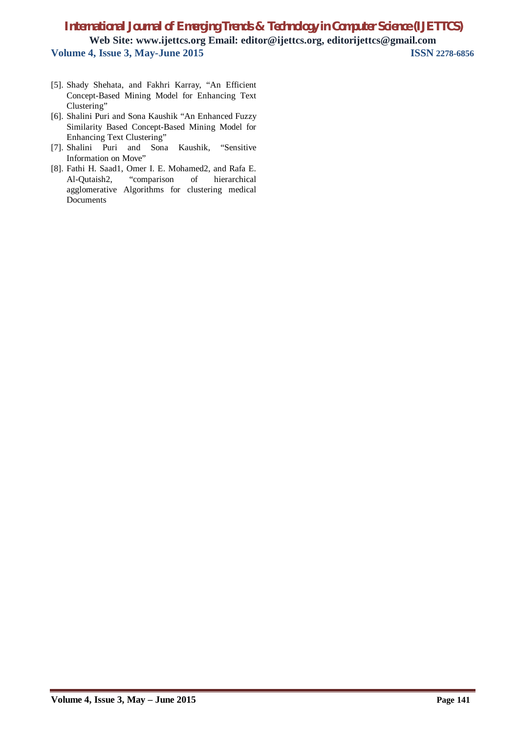[5]. Shady Shehata, and Fakhri Karray, "An Efficient Concept-Based Mining Model for Enhancing Text Clustering"

[6]. Shalini Puri and Sona Kaushik "An Enhanced Fuzzy Similarity Based Concept-Based Mining Model for Enhancing Text Clustering"

[7]. Shalini Puri and Sona Kaushik, "Sensitive Information on Move"

[8]. Fathi H. Saad1, Omer I. E. Mohamed2, and Rafa E. Al-Qutaish2, "comparison of hierarchical agglomerative Algorithms for clustering medical Documents